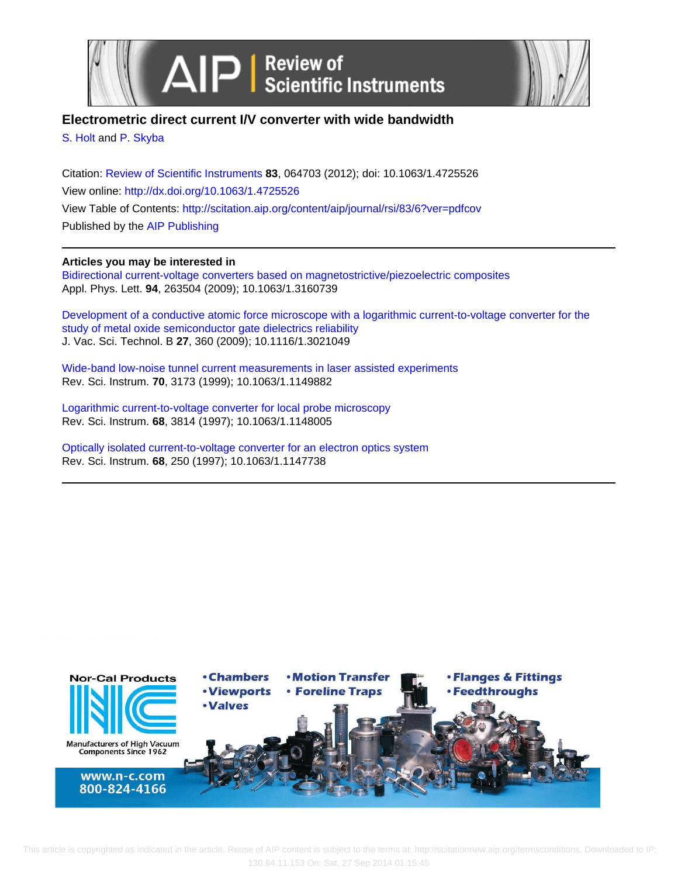# Electrometric direct current I/V converter with wide bandwidth

S. Holt and P. Skyba

Citation: Review of Scientific Instruments **83**, 064703 (2012); doi: 10.1063/1.4725526
View online: http://dx.doi.org/10.1063/1.4725526
View Table of Contents: http://scitation.aip.org/content/aip/journal/rsi/83/6?ver=pdfcov
Published by the AIP Publishing

## Articles you may be interested in

Bidirectional current-voltage converters based on magnetostrictive/piezoelectric composites
Appl. Phys. Lett. **94**, 263504 (2009); 10.1063/1.3160739

Development of a conductive atomic force microscope with a logarithmic current-to-voltage converter for the study of metal oxide semiconductor gate dielectrics reliability
J. Vac. Sci. Technol. B **27**, 360 (2009); 10.1116/1.3021049

Wide-band low-noise tunnel current measurements in laser assisted experiments
Rev. Sci. Instrum. **70**, 3173 (1999); 10.1063/1.1149882

Logarithmic current-to-voltage converter for local probe microscopy
Rev. Sci. Instrum. **68**, 3814 (1997); 10.1063/1.1148005

Optically isolated current-to-voltage converter for an electron optics system
Rev. Sci. Instrum. **68**, 250 (1997); 10.1063/1.1147738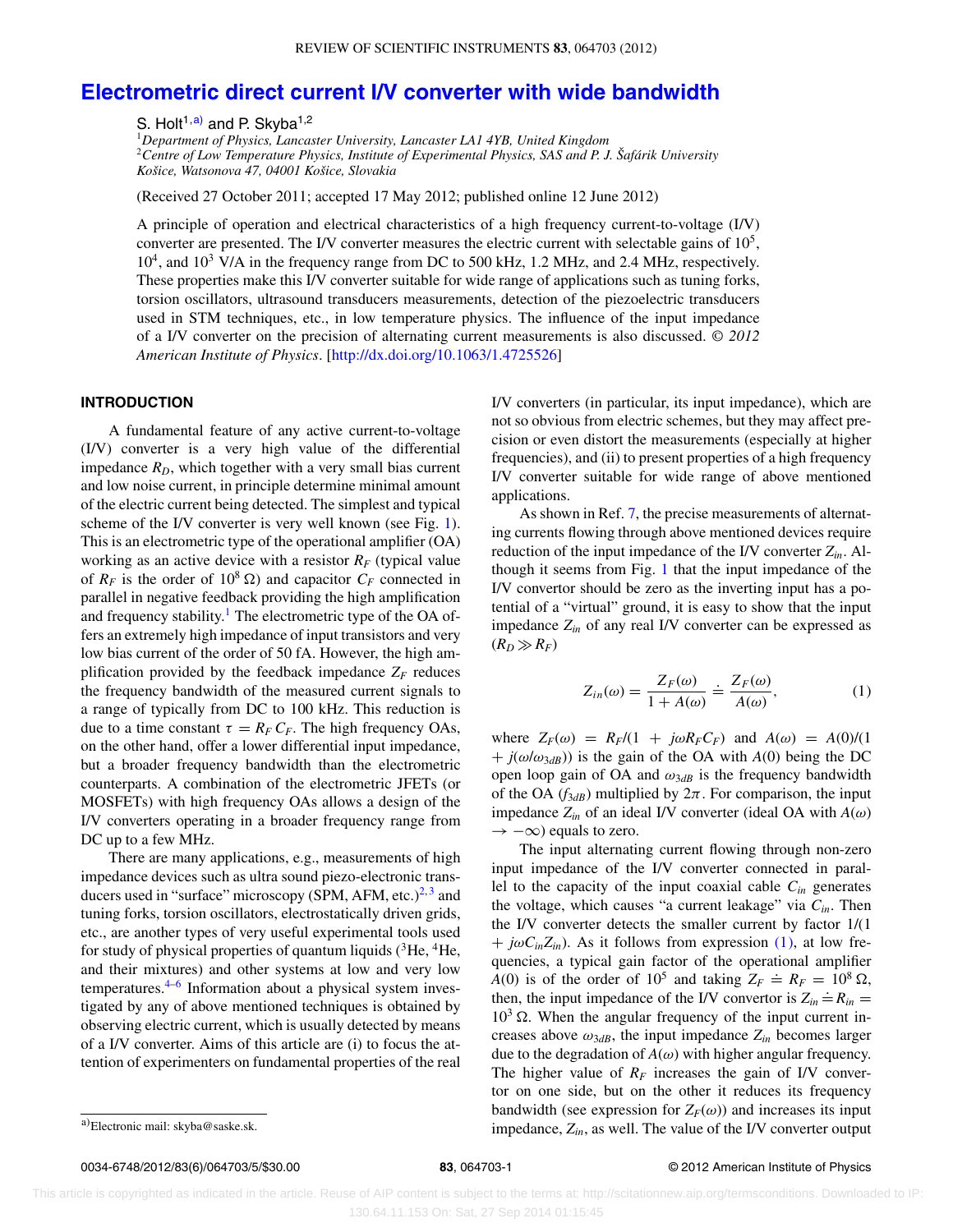# Electrometric direct current I/V converter with wide bandwidth

S. Holt[1,a)] and P. Skyba[1,2]

[1]*Department of Physics, Lancaster University, Lancaster LA1 4YB, United Kingdom*
[2]*Centre of Low Temperature Physics, Institute of Experimental Physics, SAS and P. J. Šafárik University Košice, Watsonova 47, 04001 Košice, Slovakia*

(Received 27 October 2011; accepted 17 May 2012; published online 12 June 2012)

A principle of operation and electrical characteristics of a high frequency current-to-voltage (I/V) converter are presented. The I/V converter measures the electric current with selectable gains of $10^5$, $10^4$, and $10^3$ V/A in the frequency range from DC to 500 kHz, 1.2 MHz, and 2.4 MHz, respectively. These properties make this I/V converter suitable for wide range of applications such as tuning forks, torsion oscillators, ultrasound transducers measurements, detection of the piezoelectric transducers used in STM techniques, etc., in low temperature physics. The influence of the input impedance of a I/V converter on the precision of alternating current measurements is also discussed. © *2012 American Institute of Physics*. [http://dx.doi.org/10.1063/1.4725526]

## INTRODUCTION

A fundamental feature of any active current-to-voltage (I/V) converter is a very high value of the differential impedance $R_D$, which together with a very small bias current and low noise current, in principle determine minimal amount of the electric current being detected. The simplest and typical scheme of the I/V converter is very well known (see Fig. 1). This is an electrometric type of the operational amplifier (OA) working as an active device with a resistor $R_F$ (typical value of $R_F$ is the order of $10^8$ Ω) and capacitor $C_F$ connected in parallel in negative feedback providing the high amplification and frequency stability.[1] The electrometric type of the OA offers an extremely high impedance of input transistors and very low bias current of the order of 50 fA. However, the high amplification provided by the feedback impedance $Z_F$ reduces the frequency bandwidth of the measured current signals to a range of typically from DC to 100 kHz. This reduction is due to a time constant $\tau = R_F C_F$. The high frequency OAs, on the other hand, offer a lower differential input impedance, but a broader frequency bandwidth than the electrometric counterparts. A combination of the electrometric JFETs (or MOSFETs) with high frequency OAs allows a design of the I/V converters operating in a broader frequency range from DC up to a few MHz.

There are many applications, e.g., measurements of high impedance devices such as ultra sound piezo-electronic transducers used in "surface" microscopy (SPM, AFM, etc.)[2,3] and tuning forks, torsion oscillators, electrostatically driven grids, etc., are another types of very useful experimental tools used for study of physical properties of quantum liquids ($^3$He, $^4$He, and their mixtures) and other systems at low and very low temperatures.[4–6] Information about a physical system investigated by any of above mentioned techniques is obtained by observing electric current, which is usually detected by means of a I/V converter. Aims of this article are (i) to focus the attention of experimenters on fundamental properties of the real I/V converters (in particular, its input impedance), which are not so obvious from electric schemes, but they may affect precision or even distort the measurements (especially at higher frequencies), and (ii) to present properties of a high frequency I/V converter suitable for wide range of above mentioned applications.

As shown in Ref. 7, the precise measurements of alternating currents flowing through above mentioned devices require reduction of the input impedance of the I/V converter $Z_{in}$. Although it seems from Fig. 1 that the input impedance of the I/V convertor should be zero as the inverting input has a potential of a "virtual" ground, it is easy to show that the input impedance $Z_{in}$ of any real I/V converter can be expressed as ($R_D \gg R_F$)

$$Z_{in}(\omega) = \frac{Z_F(\omega)}{1 + A(\omega)} \doteq \frac{Z_F(\omega)}{A(\omega)}, \tag{1}$$

where $Z_F(\omega) = R_F/(1 + j\omega R_F C_F)$ and $A(\omega) = A(0)/(1 + j(\omega/\omega_{3dB}))$ is the gain of the OA with $A(0)$ being the DC open loop gain of OA and $\omega_{3dB}$ is the frequency bandwidth of the OA ($f_{3dB}$) multiplied by $2\pi$. For comparison, the input impedance $Z_{in}$ of an ideal I/V converter (ideal OA with $A(\omega) \to -\infty$) equals to zero.

The input alternating current flowing through non-zero input impedance of the I/V converter connected in parallel to the capacity of the input coaxial cable $C_{in}$ generates the voltage, which causes "a current leakage" via $C_{in}$. Then the I/V converter detects the smaller current by factor $1/(1 + j\omega C_{in} Z_{in})$. As it follows from expression (1), at low frequencies, a typical gain factor of the operational amplifier $A(0)$ is of the order of $10^5$ and taking $Z_F \doteq R_F = 10^8$ Ω, then, the input impedance of the I/V convertor is $Z_{in} \doteq R_{in} = 10^3$ Ω. When the angular frequency of the input current increases above $\omega_{3dB}$, the input impedance $Z_{in}$ becomes larger due to the degradation of $A(\omega)$ with higher angular frequency. The higher value of $R_F$ increases the gain of I/V convertor on one side, but on the other it reduces its frequency bandwidth (see expression for $Z_F(\omega)$) and increases its input impedance, $Z_{in}$, as well. The value of the I/V converter output

a) Electronic mail: skyba@saske.sk.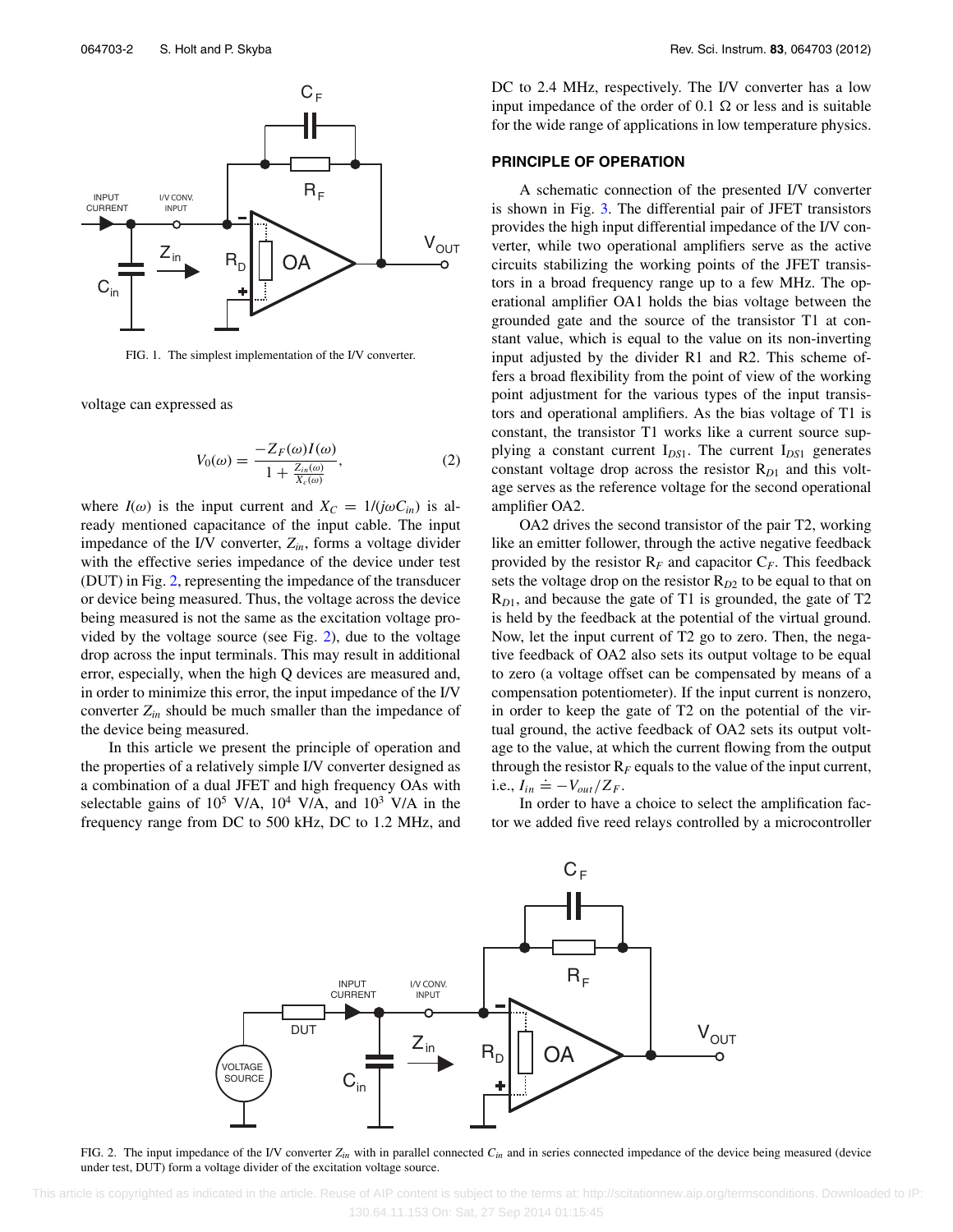FIG. 1. The simplest implementation of the I/V converter.

voltage can expressed as

$$V_0(\omega) = \frac{-Z_F(\omega) I(\omega)}{1 + \frac{Z_{in}(\omega)}{X_c(\omega)}}, \tag{2}$$

where $I(\omega)$ is the input current and $X_C = 1/(j\omega C_{in})$ is already mentioned capacitance of the input cable. The input impedance of the I/V converter, $Z_{in}$, forms a voltage divider with the effective series impedance of the device under test (DUT) in Fig. 2, representing the impedance of the transducer or device being measured. Thus, the voltage across the device being measured is not the same as the excitation voltage provided by the voltage source (see Fig. 2), due to the voltage drop across the input terminals. This may result in additional error, especially, when the high Q devices are measured and, in order to minimize this error, the input impedance of the I/V converter $Z_{in}$ should be much smaller than the impedance of the device being measured.

In this article we present the principle of operation and the properties of a relatively simple I/V converter designed as a combination of a dual JFET and high frequency OAs with selectable gains of $10^5$ V/A, $10^4$ V/A, and $10^3$ V/A in the frequency range from DC to 500 kHz, DC to 1.2 MHz, and DC to 2.4 MHz, respectively. The I/V converter has a low input impedance of the order of 0.1 Ω or less and is suitable for the wide range of applications in low temperature physics.

## PRINCIPLE OF OPERATION

A schematic connection of the presented I/V converter is shown in Fig. 3. The differential pair of JFET transistors provides the high input differential impedance of the I/V converter, while two operational amplifiers serve as the active circuits stabilizing the working points of the JFET transistors in a broad frequency range up to a few MHz. The operational amplifier OA1 holds the bias voltage between the grounded gate and the source of the transistor T1 at constant value, which is equal to the value on its non-inverting input adjusted by the divider R1 and R2. This scheme offers a broad flexibility from the point of view of the working point adjustment for the various types of the input transistors and operational amplifiers. As the bias voltage of T1 is constant, the transistor T1 works like a current source supplying a constant current $I_{DS1}$. The current $I_{DS1}$ generates constant voltage drop across the resistor $R_{D1}$ and this voltage serves as the reference voltage for the second operational amplifier OA2.

OA2 drives the second transistor of the pair T2, working like an emitter follower, through the active negative feedback provided by the resistor $R_F$ and capacitor $C_F$. This feedback sets the voltage drop on the resistor $R_{D2}$ to be equal to that on $R_{D1}$, and because the gate of T1 is grounded, the gate of T2 is held by the feedback at the potential of the virtual ground. Now, let the input current of T2 go to zero. Then, the negative feedback of OA2 also sets its output voltage to be equal to zero (a voltage offset can be compensated by means of a compensation potentiometer). If the input current is nonzero, in order to keep the gate of T2 on the potential of the virtual ground, the active feedback of OA2 sets its output voltage to the value, at which the current flowing from the output through the resistor $R_F$ equals to the value of the input current, i.e., $I_{in} \doteq -V_{out}/Z_F$.

In order to have a choice to select the amplification factor we added five reed relays controlled by a microcontroller

FIG. 2. The input impedance of the I/V converter $Z_{in}$ with in parallel connected $C_{in}$ and in series connected impedance of the device being measured (device under test, DUT) form a voltage divider of the excitation voltage source.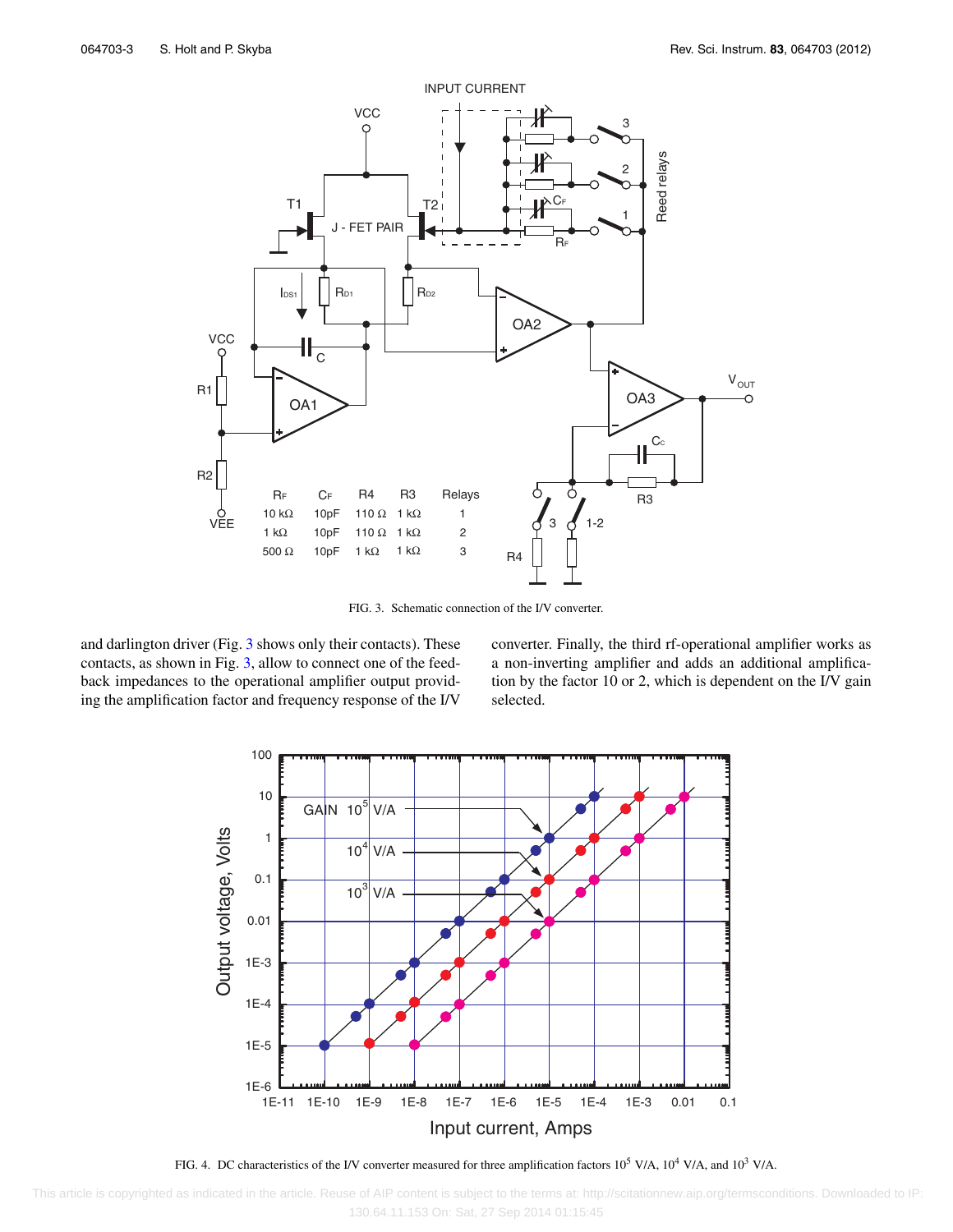| $R_F$ | $C_F$ | R4 | R3 | Relays |
|---|---|---|---|---|
| 10 kΩ | 10pF | 110 Ω | 1 kΩ | 1 |
| 1 kΩ | 10pF | 110 Ω | 1 kΩ | 2 |
| 500 Ω | 10pF | 1 kΩ | 1 kΩ | 3 |

FIG. 3. Schematic connection of the I/V converter.

and darlington driver (Fig. 3 shows only their contacts). These contacts, as shown in Fig. 3, allow to connect one of the feedback impedances to the operational amplifier output providing the amplification factor and frequency response of the I/V converter. Finally, the third rf-operational amplifier works as a non-inverting amplifier and adds an additional amplification by the factor 10 or 2, which is dependent on the I/V gain selected.

FIG. 4. DC characteristics of the I/V converter measured for three amplification factors $10^5$ V/A, $10^4$ V/A, and $10^3$ V/A.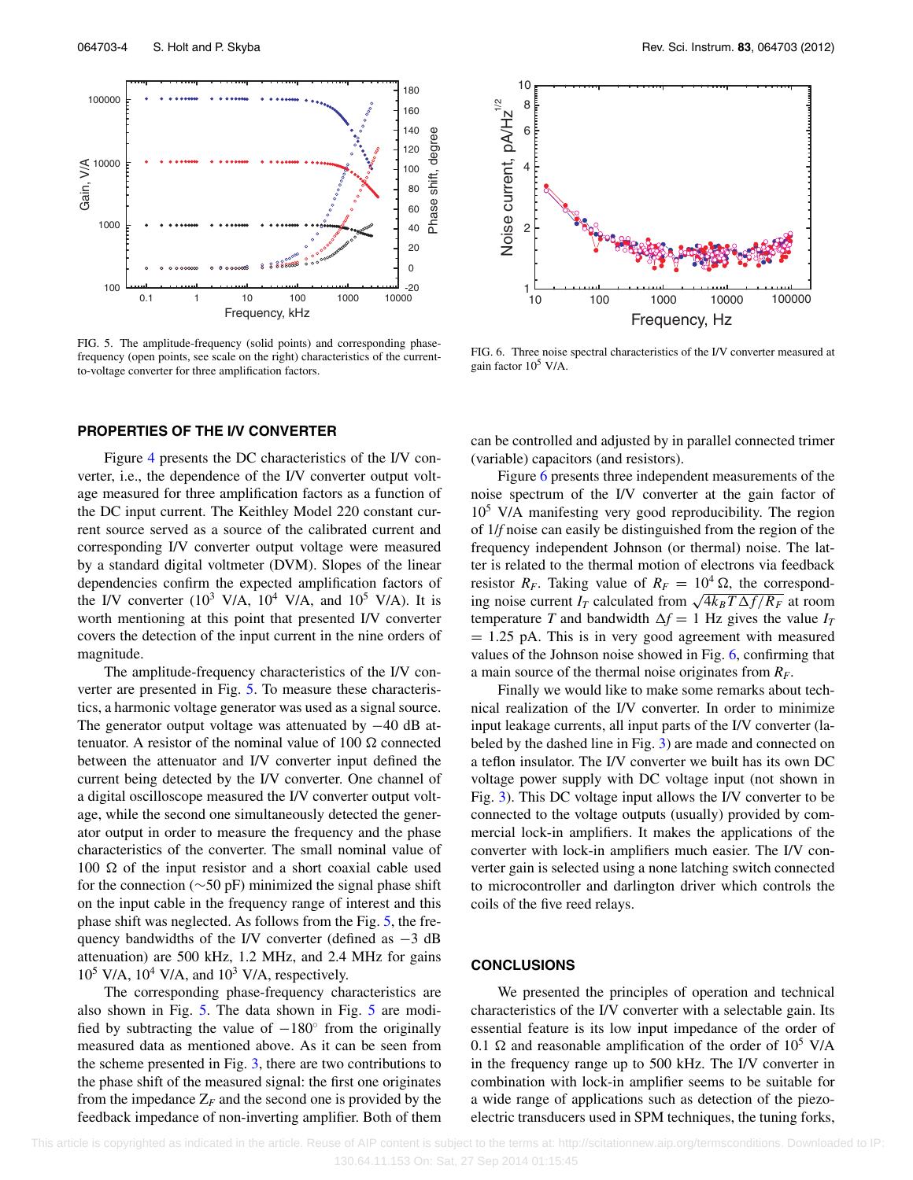FIG. 5. The amplitude-frequency (solid points) and corresponding phase-frequency (open points, see scale on the right) characteristics of the current-to-voltage converter for three amplification factors.

FIG. 6. Three noise spectral characteristics of the I/V converter measured at gain factor $10^5$ V/A.

## PROPERTIES OF THE I/V CONVERTER

Figure 4 presents the DC characteristics of the I/V converter, i.e., the dependence of the I/V converter output voltage measured for three amplification factors as a function of the DC input current. The Keithley Model 220 constant current source served as a source of the calibrated current and corresponding I/V converter output voltage were measured by a standard digital voltmeter (DVM). Slopes of the linear dependencies confirm the expected amplification factors of the I/V converter ($10^3$ V/A, $10^4$ V/A, and $10^5$ V/A). It is worth mentioning at this point that presented I/V converter covers the detection of the input current in the nine orders of magnitude.

The amplitude-frequency characteristics of the I/V converter are presented in Fig. 5. To measure these characteristics, a harmonic voltage generator was used as a signal source. The generator output voltage was attenuated by −40 dB attenuator. A resistor of the nominal value of 100 Ω connected between the attenuator and I/V converter input defined the current being detected by the I/V converter. One channel of a digital oscilloscope measured the I/V converter output voltage, while the second one simultaneously detected the generator output in order to measure the frequency and the phase characteristics of the converter. The small nominal value of 100 Ω of the input resistor and a short coaxial cable used for the connection (∼50 pF) minimized the signal phase shift on the input cable in the frequency range of interest and this phase shift was neglected. As follows from the Fig. 5, the frequency bandwidths of the I/V converter (defined as −3 dB attenuation) are 500 kHz, 1.2 MHz, and 2.4 MHz for gains $10^5$ V/A, $10^4$ V/A, and $10^3$ V/A, respectively.

The corresponding phase-frequency characteristics are also shown in Fig. 5. The data shown in Fig. 5 are modified by subtracting the value of −180° from the originally measured data as mentioned above. As it can be seen from the scheme presented in Fig. 3, there are two contributions to the phase shift of the measured signal: the first one originates from the impedance $Z_F$ and the second one is provided by the feedback impedance of non-inverting amplifier. Both of them can be controlled and adjusted by in parallel connected trimer (variable) capacitors (and resistors).

Figure 6 presents three independent measurements of the noise spectrum of the I/V converter at the gain factor of $10^5$ V/A manifesting very good reproducibility. The region of 1/*f* noise can easily be distinguished from the region of the frequency independent Johnson (or thermal) noise. The latter is related to the thermal motion of electrons via feedback resistor $R_F$. Taking value of $R_F = 10^4\,\Omega$, the corresponding noise current $I_T$ calculated from $\sqrt{4k_B T \Delta f / R_F}$ at room temperature $T$ and bandwidth $\Delta f = 1$ Hz gives the value $I_T = 1.25$ pA. This is in very good agreement with measured values of the Johnson noise showed in Fig. 6, confirming that a main source of the thermal noise originates from $R_F$.

Finally we would like to make some remarks about technical realization of the I/V converter. In order to minimize input leakage currents, all input parts of the I/V converter (labeled by the dashed line in Fig. 3) are made and connected on a teflon insulator. The I/V converter we built has its own DC voltage power supply with DC voltage input (not shown in Fig. 3). This DC voltage input allows the I/V converter to be connected to the voltage outputs (usually) provided by commercial lock-in amplifiers. It makes the applications of the converter with lock-in amplifiers much easier. The I/V converter gain is selected using a none latching switch connected to microcontroller and darlington driver which controls the coils of the five reed relays.

## CONCLUSIONS

We presented the principles of operation and technical characteristics of the I/V converter with a selectable gain. Its essential feature is its low input impedance of the order of 0.1 Ω and reasonable amplification of the order of $10^5$ V/A in the frequency range up to 500 kHz. The I/V converter in combination with lock-in amplifier seems to be suitable for a wide range of applications such as detection of the piezoelectric transducers used in SPM techniques, the tuning forks,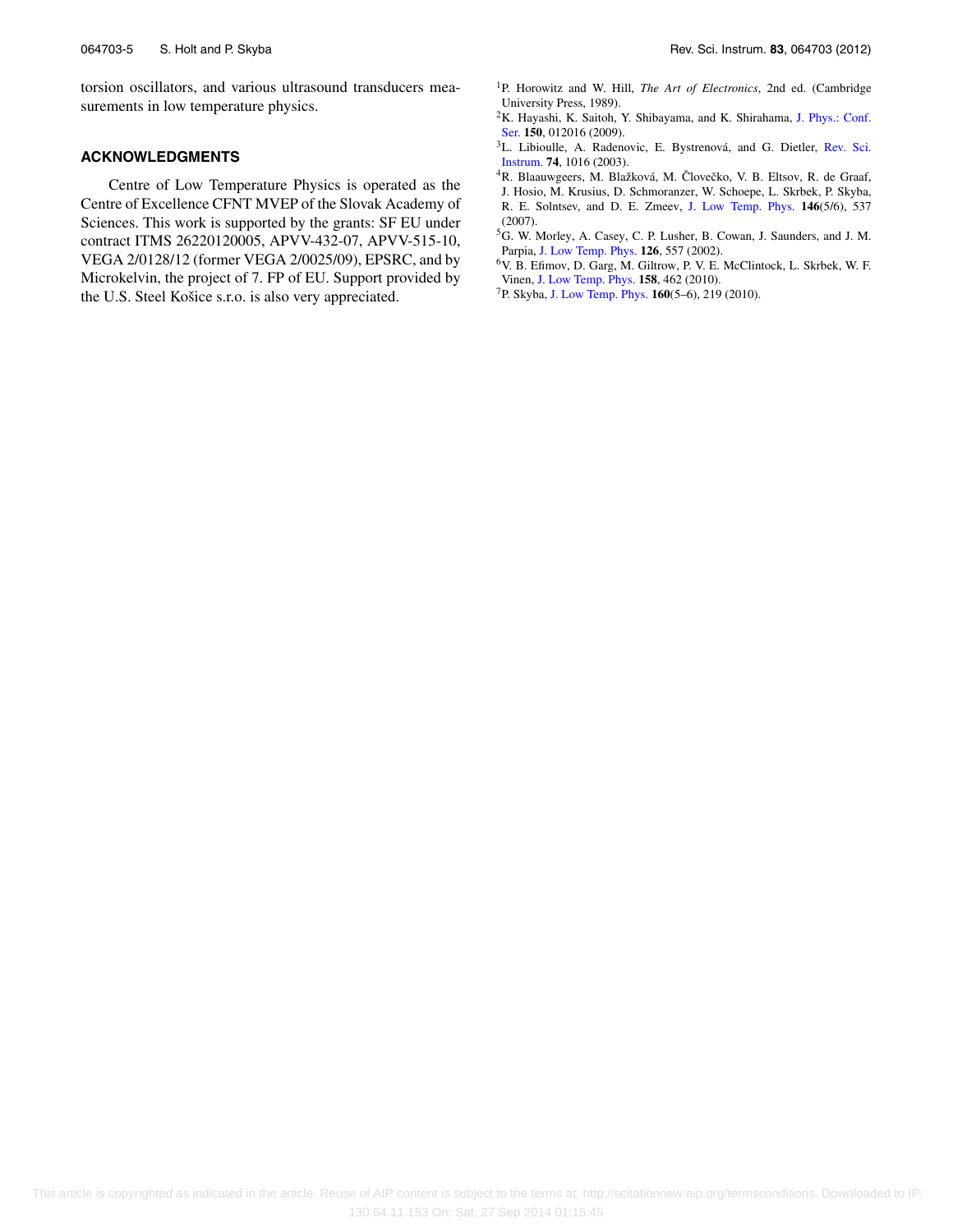torsion oscillators, and various ultrasound transducers measurements in low temperature physics.

## ACKNOWLEDGMENTS

Centre of Low Temperature Physics is operated as the Centre of Excellence CFNT MVEP of the Slovak Academy of Sciences. This work is supported by the grants: SF EU under contract ITMS 26220120005, APVV-432-07, APVV-515-10, VEGA 2/0128/12 (former VEGA 2/0025/09), EPSRC, and by Microkelvin, the project of 7. FP of EU. Support provided by the U.S. Steel Košice s.r.o. is also very appreciated.

[1] P. Horowitz and W. Hill, *The Art of Electronics*, 2nd ed. (Cambridge University Press, 1989).

[2] K. Hayashi, K. Saitoh, Y. Shibayama, and K. Shirahama, J. Phys.: Conf. Ser. **150**, 012016 (2009).

[3] L. Libioulle, A. Radenovic, E. Bystrenová, and G. Dietler, Rev. Sci. Instrum. **74**, 1016 (2003).

[4] R. Blaauwgeers, M. Blažková, M. Človečko, V. B. Eltsov, R. de Graaf, J. Hosio, M. Krusius, D. Schmoranzer, W. Schoepe, L. Skrbek, P. Skyba, R. E. Solntsev, and D. E. Zmeev, J. Low Temp. Phys. **146**(5/6), 537 (2007).

[5] G. W. Morley, A. Casey, C. P. Lusher, B. Cowan, J. Saunders, and J. M. Parpia, J. Low Temp. Phys. **126**, 557 (2002).

[6] V. B. Efimov, D. Garg, M. Giltrow, P. V. E. McClintock, L. Skrbek, W. F. Vinen, J. Low Temp. Phys. **158**, 462 (2010).

[7] P. Skyba, J. Low Temp. Phys. **160**(5–6), 219 (2010).